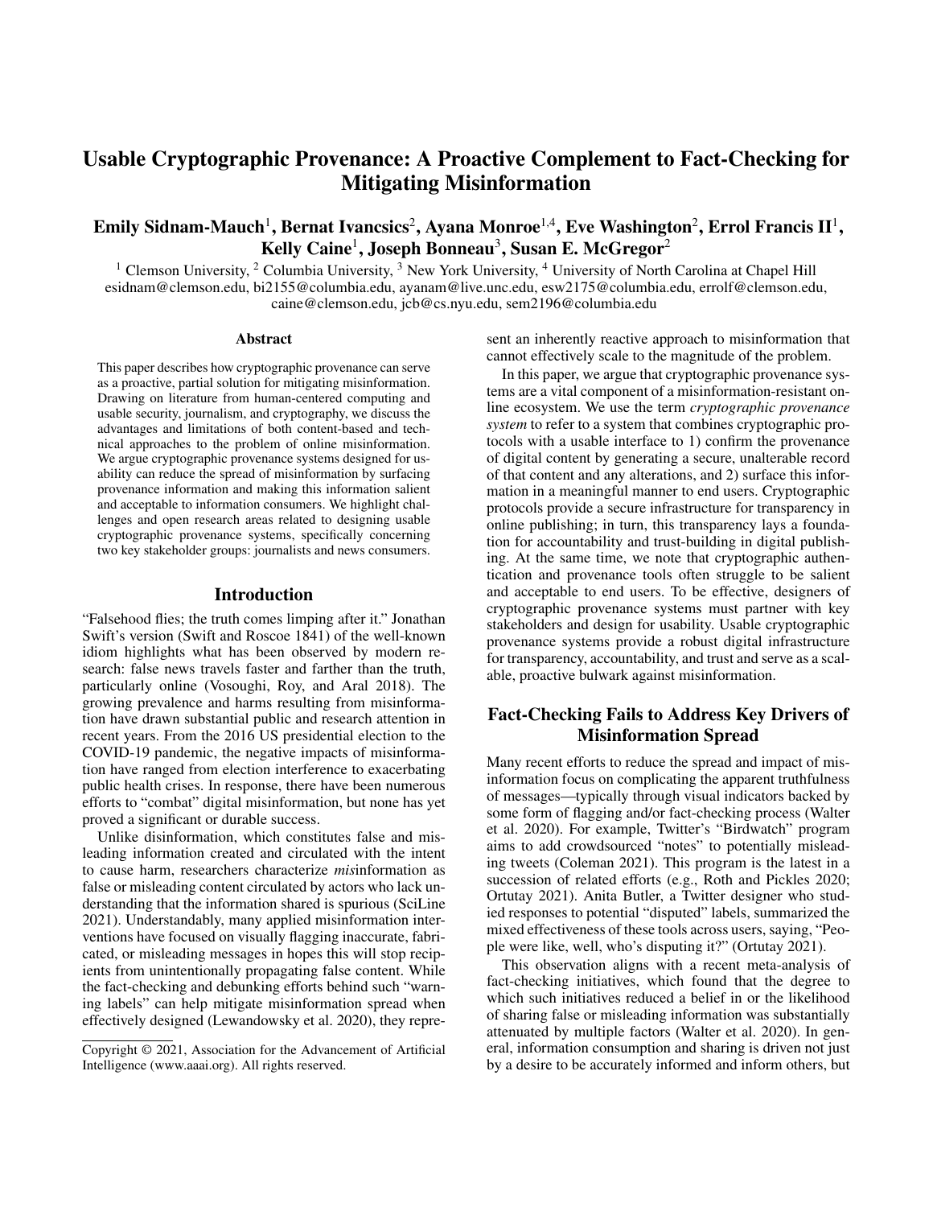# Usable Cryptographic Provenance: A Proactive Complement to Fact-Checking for Mitigating Misinformation

**Emily Sidnam-Mauch[1], Bernat Ivancsics[2], Ayana Monroe[1,4], Eve Washington[2], Errol Francis II[1], Kelly Caine[1], Joseph Bonneau[3], Susan E. McGregor[2]**

[1] Clemson University, [2] Columbia University, [3] New York University, [4] University of North Carolina at Chapel Hill
esidnam@clemson.edu, bi2155@columbia.edu, ayanam@live.unc.edu, esw2175@columbia.edu, errolf@clemson.edu, caine@clemson.edu, jcb@cs.nyu.edu, sem2196@columbia.edu

## Abstract

This paper describes how cryptographic provenance can serve as a proactive, partial solution for mitigating misinformation. Drawing on literature from human-centered computing and usable security, journalism, and cryptography, we discuss the advantages and limitations of both content-based and technical approaches to the problem of online misinformation. We argue cryptographic provenance systems designed for usability can reduce the spread of misinformation by surfacing provenance information and making this information salient and acceptable to information consumers. We highlight challenges and open research areas related to designing usable cryptographic provenance systems, specifically concerning two key stakeholder groups: journalists and news consumers.

## Introduction

"Falsehood flies; the truth comes limping after it." Jonathan Swift's version (Swift and Roscoe 1841) of the well-known idiom highlights what has been observed by modern research: false news travels faster and farther than the truth, particularly online (Vosoughi, Roy, and Aral 2018). The growing prevalence and harms resulting from misinformation have drawn substantial public and research attention in recent years. From the 2016 US presidential election to the COVID-19 pandemic, the negative impacts of misinformation have ranged from election interference to exacerbating public health crises. In response, there have been numerous efforts to "combat" digital misinformation, but none has yet proved a significant or durable success.

Unlike disinformation, which constitutes false and misleading information created and circulated with the intent to cause harm, researchers characterize *mis*information as false or misleading content circulated by actors who lack understanding that the information shared is spurious (SciLine 2021). Understandably, many applied misinformation interventions have focused on visually flagging inaccurate, fabricated, or misleading messages in hopes this will stop recipients from unintentionally propagating false content. While the fact-checking and debunking efforts behind such "warning labels" can help mitigate misinformation spread when effectively designed (Lewandowsky et al. 2020), they represent an inherently reactive approach to misinformation that cannot effectively scale to the magnitude of the problem.

In this paper, we argue that cryptographic provenance systems are a vital component of a misinformation-resistant online ecosystem. We use the term *cryptographic provenance system* to refer to a system that combines cryptographic protocols with a usable interface to 1) confirm the provenance of digital content by generating a secure, unalterable record of that content and any alterations, and 2) surface this information in a meaningful manner to end users. Cryptographic protocols provide a secure infrastructure for transparency in online publishing; in turn, this transparency lays a foundation for accountability and trust-building in digital publishing. At the same time, we note that cryptographic authentication and provenance tools often struggle to be salient and acceptable to end users. To be effective, designers of cryptographic provenance systems must partner with key stakeholders and design for usability. Usable cryptographic provenance systems provide a robust digital infrastructure for transparency, accountability, and trust and serve as a scalable, proactive bulwark against misinformation.

## Fact-Checking Fails to Address Key Drivers of Misinformation Spread

Many recent efforts to reduce the spread and impact of misinformation focus on complicating the apparent truthfulness of messages—typically through visual indicators backed by some form of flagging and/or fact-checking process (Walter et al. 2020). For example, Twitter's "Birdwatch" program aims to add crowdsourced "notes" to potentially misleading tweets (Coleman 2021). This program is the latest in a succession of related efforts (e.g., Roth and Pickles 2020; Ortutay 2021). Anita Butler, a Twitter designer who studied responses to potential "disputed" labels, summarized the mixed effectiveness of these tools across users, saying, "People were like, well, who's disputing it?" (Ortutay 2021).

This observation aligns with a recent meta-analysis of fact-checking initiatives, which found that the degree to which such initiatives reduced a belief in or the likelihood of sharing false or misleading information was substantially attenuated by multiple factors (Walter et al. 2020). In general, information consumption and sharing is driven not just by a desire to be accurately informed and inform others, but

Copyright © 2021, Association for the Advancement of Artificial Intelligence (www.aaai.org). All rights reserved.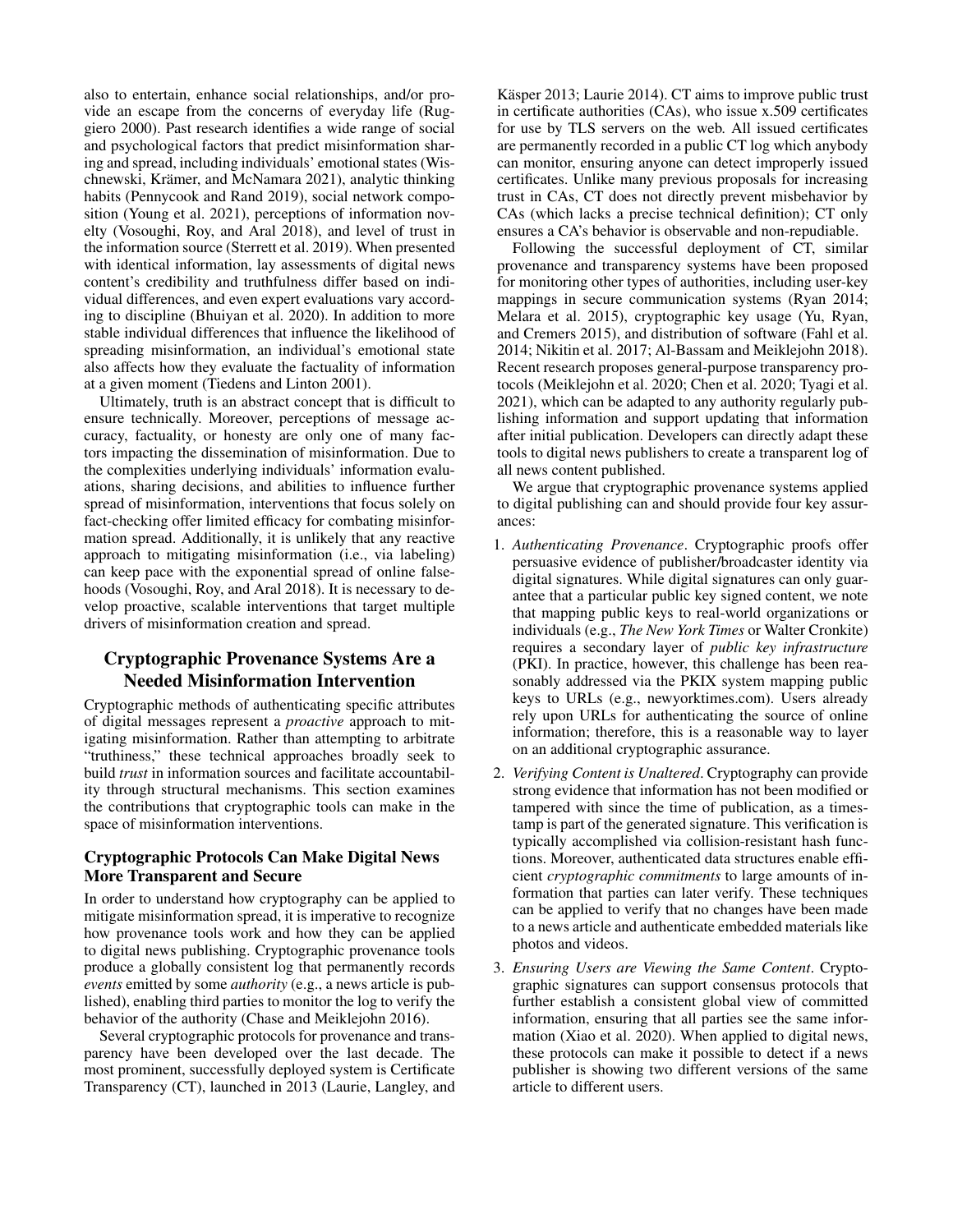also to entertain, enhance social relationships, and/or provide an escape from the concerns of everyday life (Ruggiero 2000). Past research identifies a wide range of social and psychological factors that predict misinformation sharing and spread, including individuals' emotional states (Wischnewski, Krämer, and McNamara 2021), analytic thinking habits (Pennycook and Rand 2019), social network composition (Young et al. 2021), perceptions of information novelty (Vosoughi, Roy, and Aral 2018), and level of trust in the information source (Sterrett et al. 2019). When presented with identical information, lay assessments of digital news content's credibility and truthfulness differ based on individual differences, and even expert evaluations vary according to discipline (Bhuiyan et al. 2020). In addition to more stable individual differences that influence the likelihood of spreading misinformation, an individual's emotional state also affects how they evaluate the factuality of information at a given moment (Tiedens and Linton 2001).

Ultimately, truth is an abstract concept that is difficult to ensure technically. Moreover, perceptions of message accuracy, factuality, or honesty are only one of many factors impacting the dissemination of misinformation. Due to the complexities underlying individuals' information evaluations, sharing decisions, and abilities to influence further spread of misinformation, interventions that focus solely on fact-checking offer limited efficacy for combating misinformation spread. Additionally, it is unlikely that any reactive approach to mitigating misinformation (i.e., via labeling) can keep pace with the exponential spread of online falsehoods (Vosoughi, Roy, and Aral 2018). It is necessary to develop proactive, scalable interventions that target multiple drivers of misinformation creation and spread.

## Cryptographic Provenance Systems Are a Needed Misinformation Intervention

Cryptographic methods of authenticating specific attributes of digital messages represent a *proactive* approach to mitigating misinformation. Rather than attempting to arbitrate "truthiness," these technical approaches broadly seek to build *trust* in information sources and facilitate accountability through structural mechanisms. This section examines the contributions that cryptographic tools can make in the space of misinformation interventions.

### Cryptographic Protocols Can Make Digital News More Transparent and Secure

In order to understand how cryptography can be applied to mitigate misinformation spread, it is imperative to recognize how provenance tools work and how they can be applied to digital news publishing. Cryptographic provenance tools produce a globally consistent log that permanently records *events* emitted by some *authority* (e.g., a news article is published), enabling third parties to monitor the log to verify the behavior of the authority (Chase and Meiklejohn 2016).

Several cryptographic protocols for provenance and transparency have been developed over the last decade. The most prominent, successfully deployed system is Certificate Transparency (CT), launched in 2013 (Laurie, Langley, and Käsper 2013; Laurie 2014). CT aims to improve public trust in certificate authorities (CAs), who issue x.509 certificates for use by TLS servers on the web. All issued certificates are permanently recorded in a public CT log which anybody can monitor, ensuring anyone can detect improperly issued certificates. Unlike many previous proposals for increasing trust in CAs, CT does not directly prevent misbehavior by CAs (which lacks a precise technical definition); CT only ensures a CA's behavior is observable and non-repudiable.

Following the successful deployment of CT, similar provenance and transparency systems have been proposed for monitoring other types of authorities, including user-key mappings in secure communication systems (Ryan 2014; Melara et al. 2015), cryptographic key usage (Yu, Ryan, and Cremers 2015), and distribution of software (Fahl et al. 2014; Nikitin et al. 2017; Al-Bassam and Meiklejohn 2018). Recent research proposes general-purpose transparency protocols (Meiklejohn et al. 2020; Chen et al. 2020; Tyagi et al. 2021), which can be adapted to any authority regularly publishing information and support updating that information after initial publication. Developers can directly adapt these tools to digital news publishers to create a transparent log of all news content published.

We argue that cryptographic provenance systems applied to digital publishing can and should provide four key assurances:

1. *Authenticating Provenance*. Cryptographic proofs offer persuasive evidence of publisher/broadcaster identity via digital signatures. While digital signatures can only guarantee that a particular public key signed content, we note that mapping public keys to real-world organizations or individuals (e.g., *The New York Times* or Walter Cronkite) requires a secondary layer of *public key infrastructure* (PKI). In practice, however, this challenge has been reasonably addressed via the PKIX system mapping public keys to URLs (e.g., newyorktimes.com). Users already rely upon URLs for authenticating the source of online information; therefore, this is a reasonable way to layer on an additional cryptographic assurance.
2. *Verifying Content is Unaltered*. Cryptography can provide strong evidence that information has not been modified or tampered with since the time of publication, as a timestamp is part of the generated signature. This verification is typically accomplished via collision-resistant hash functions. Moreover, authenticated data structures enable efficient *cryptographic commitments* to large amounts of information that parties can later verify. These techniques can be applied to verify that no changes have been made to a news article and authenticate embedded materials like photos and videos.
3. *Ensuring Users are Viewing the Same Content*. Cryptographic signatures can support consensus protocols that further establish a consistent global view of committed information, ensuring that all parties see the same information (Xiao et al. 2020). When applied to digital news, these protocols can make it possible to detect if a news publisher is showing two different versions of the same article to different users.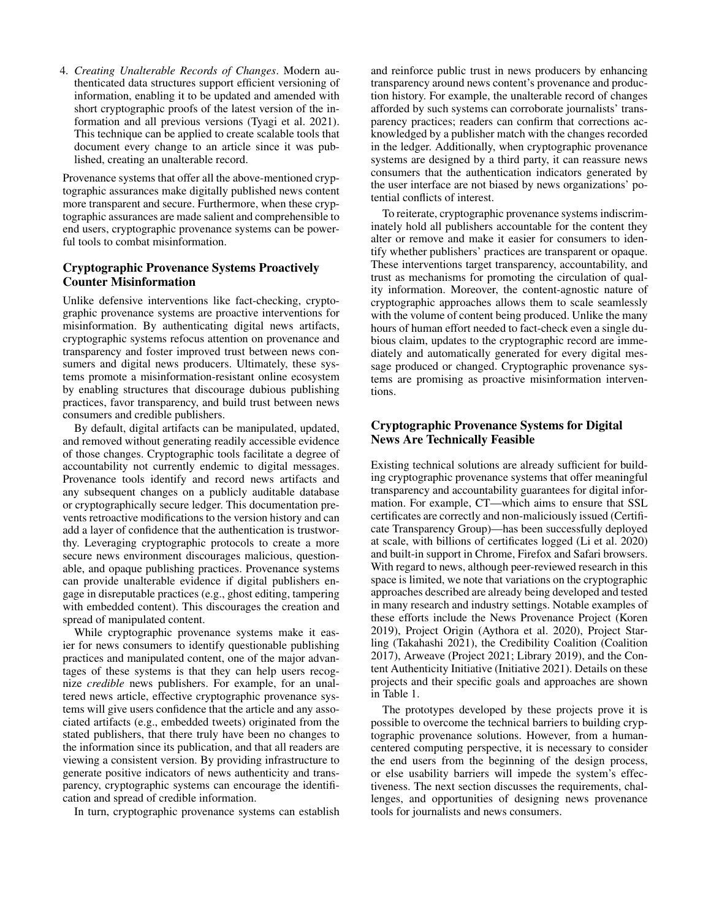4. *Creating Unalterable Records of Changes*. Modern authenticated data structures support efficient versioning of information, enabling it to be updated and amended with short cryptographic proofs of the latest version of the information and all previous versions (Tyagi et al. 2021). This technique can be applied to create scalable tools that document every change to an article since it was published, creating an unalterable record.

Provenance systems that offer all the above-mentioned cryptographic assurances make digitally published news content more transparent and secure. Furthermore, when these cryptographic assurances are made salient and comprehensible to end users, cryptographic provenance systems can be powerful tools to combat misinformation.

## Cryptographic Provenance Systems Proactively Counter Misinformation

Unlike defensive interventions like fact-checking, cryptographic provenance systems are proactive interventions for misinformation. By authenticating digital news artifacts, cryptographic systems refocus attention on provenance and transparency and foster improved trust between news consumers and digital news producers. Ultimately, these systems promote a misinformation-resistant online ecosystem by enabling structures that discourage dubious publishing practices, favor transparency, and build trust between news consumers and credible publishers.

By default, digital artifacts can be manipulated, updated, and removed without generating readily accessible evidence of those changes. Cryptographic tools facilitate a degree of accountability not currently endemic to digital messages. Provenance tools identify and record news artifacts and any subsequent changes on a publicly auditable database or cryptographically secure ledger. This documentation prevents retroactive modifications to the version history and can add a layer of confidence that the authentication is trustworthy. Leveraging cryptographic protocols to create a more secure news environment discourages malicious, questionable, and opaque publishing practices. Provenance systems can provide unalterable evidence if digital publishers engage in disreputable practices (e.g., ghost editing, tampering with embedded content). This discourages the creation and spread of manipulated content.

While cryptographic provenance systems make it easier for news consumers to identify questionable publishing practices and manipulated content, one of the major advantages of these systems is that they can help users recognize *credible* news publishers. For example, for an unaltered news article, effective cryptographic provenance systems will give users confidence that the article and any associated artifacts (e.g., embedded tweets) originated from the stated publishers, that there truly have been no changes to the information since its publication, and that all readers are viewing a consistent version. By providing infrastructure to generate positive indicators of news authenticity and transparency, cryptographic systems can encourage the identification and spread of credible information.

In turn, cryptographic provenance systems can establish and reinforce public trust in news producers by enhancing transparency around news content's provenance and production history. For example, the unalterable record of changes afforded by such systems can corroborate journalists' transparency practices; readers can confirm that corrections acknowledged by a publisher match with the changes recorded in the ledger. Additionally, when cryptographic provenance systems are designed by a third party, it can reassure news consumers that the authentication indicators generated by the user interface are not biased by news organizations' potential conflicts of interest.

To reiterate, cryptographic provenance systems indiscriminately hold all publishers accountable for the content they alter or remove and make it easier for consumers to identify whether publishers' practices are transparent or opaque. These interventions target transparency, accountability, and trust as mechanisms for promoting the circulation of quality information. Moreover, the content-agnostic nature of cryptographic approaches allows them to scale seamlessly with the volume of content being produced. Unlike the many hours of human effort needed to fact-check even a single dubious claim, updates to the cryptographic record are immediately and automatically generated for every digital message produced or changed. Cryptographic provenance systems are promising as proactive misinformation interventions.

## Cryptographic Provenance Systems for Digital News Are Technically Feasible

Existing technical solutions are already sufficient for building cryptographic provenance systems that offer meaningful transparency and accountability guarantees for digital information. For example, CT—which aims to ensure that SSL certificates are correctly and non-maliciously issued (Certificate Transparency Group)—has been successfully deployed at scale, with billions of certificates logged (Li et al. 2020) and built-in support in Chrome, Firefox and Safari browsers. With regard to news, although peer-reviewed research in this space is limited, we note that variations on the cryptographic approaches described are already being developed and tested in many research and industry settings. Notable examples of these efforts include the News Provenance Project (Koren 2019), Project Origin (Aythora et al. 2020), Project Starling (Takahashi 2021), the Credibility Coalition (Coalition 2017), Arweave (Project 2021; Library 2019), and the Content Authenticity Initiative (Initiative 2021). Details on these projects and their specific goals and approaches are shown in Table 1.

The prototypes developed by these projects prove it is possible to overcome the technical barriers to building cryptographic provenance solutions. However, from a human-centered computing perspective, it is necessary to consider the end users from the beginning of the design process, or else usability barriers will impede the system's effectiveness. The next section discusses the requirements, challenges, and opportunities of designing news provenance tools for journalists and news consumers.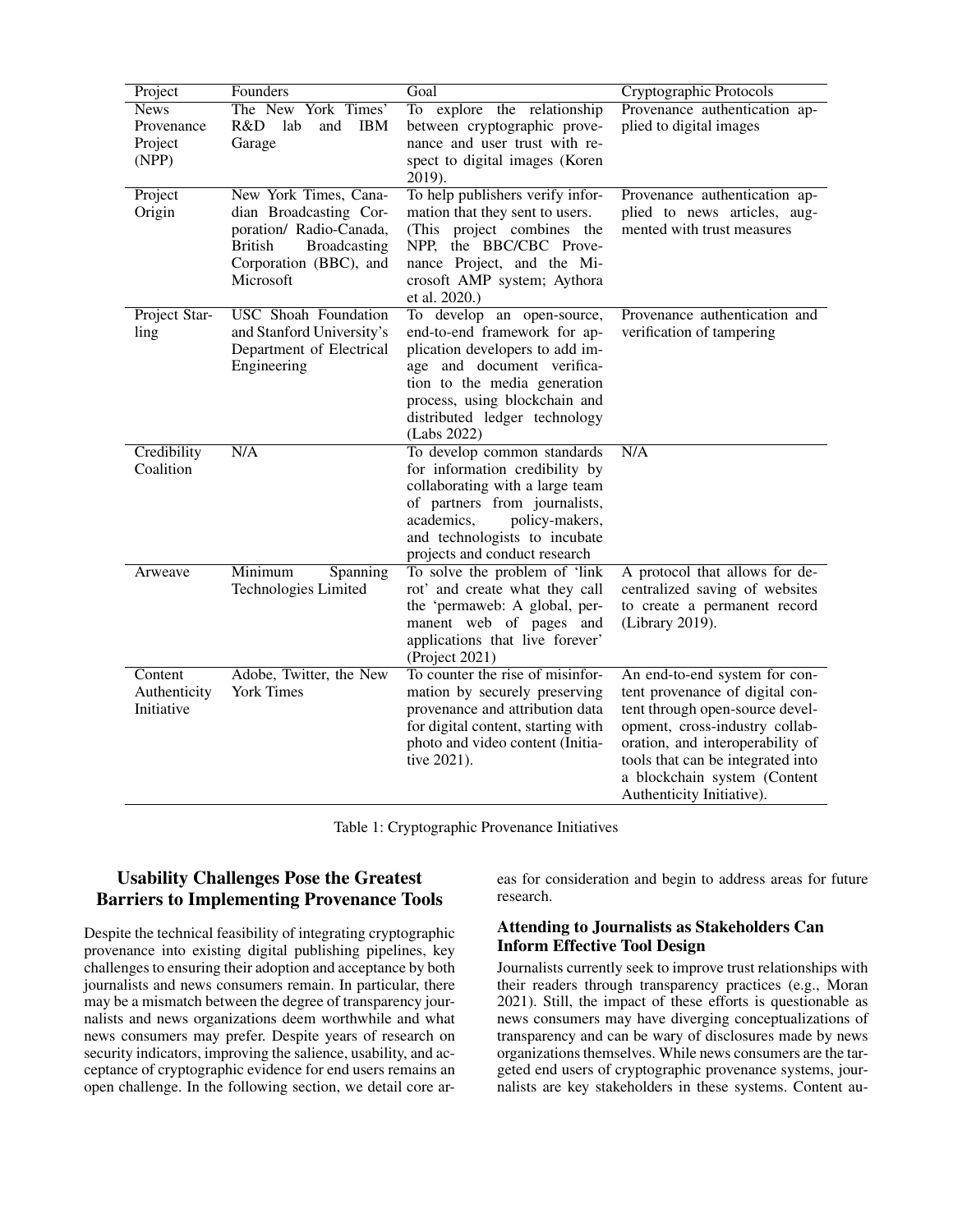| Project | Founders | Goal | Cryptographic Protocols |
|---|---|---|---|
| News Provenance Project (NPP) | The New York Times' R&D lab and IBM Garage | To explore the relationship between cryptographic provenance and user trust with respect to digital images (Koren 2019). | Provenance authentication applied to digital images |
| Project Origin | New York Times, Canadian Broadcasting Corporation/ Radio-Canada, British Broadcasting Corporation (BBC), and Microsoft | To help publishers verify information that they sent to users. (This project combines the NPP, the BBC/CBC Provenance Project, and the Microsoft AMP system; Aythora et al. 2020.) | Provenance authentication applied to news articles, augmented with trust measures |
| Project Starling | USC Shoah Foundation and Stanford University's Department of Electrical Engineering | To develop an open-source, end-to-end framework for application developers to add image and document verification to the media generation process, using blockchain and distributed ledger technology (Labs 2022) | Provenance authentication and verification of tampering |
| Credibility Coalition | N/A | To develop common standards for information credibility by collaborating with a large team of partners from journalists, academics, policy-makers, and technologists to incubate projects and conduct research | N/A |
| Arweave | Minimum Spanning Technologies Limited | To solve the problem of 'link rot' and create what they call the 'permaweb: A global, permanent web of pages and applications that live forever' (Project 2021) | A protocol that allows for decentralized saving of websites to create a permanent record (Library 2019). |
| Content Authenticity Initiative | Adobe, Twitter, the New York Times | To counter the rise of misinformation by securely preserving provenance and attribution data for digital content, starting with photo and video content (Initiative 2021). | An end-to-end system for content provenance of digital content through open-source development, cross-industry collaboration, and interoperability of tools that can be integrated into a blockchain system (Content Authenticity Initiative). |

Table 1: Cryptographic Provenance Initiatives

## Usability Challenges Pose the Greatest Barriers to Implementing Provenance Tools

Despite the technical feasibility of integrating cryptographic provenance into existing digital publishing pipelines, key challenges to ensuring their adoption and acceptance by both journalists and news consumers remain. In particular, there may be a mismatch between the degree of transparency journalists and news organizations deem worthwhile and what news consumers may prefer. Despite years of research on security indicators, improving the salience, usability, and acceptance of cryptographic evidence for end users remains an open challenge. In the following section, we detail core areas for consideration and begin to address areas for future research.

### Attending to Journalists as Stakeholders Can Inform Effective Tool Design

Journalists currently seek to improve trust relationships with their readers through transparency practices (e.g., Moran 2021). Still, the impact of these efforts is questionable as news consumers may have diverging conceptualizations of transparency and can be wary of disclosures made by news organizations themselves. While news consumers are the targeted end users of cryptographic provenance systems, journalists are key stakeholders in these systems. Content au-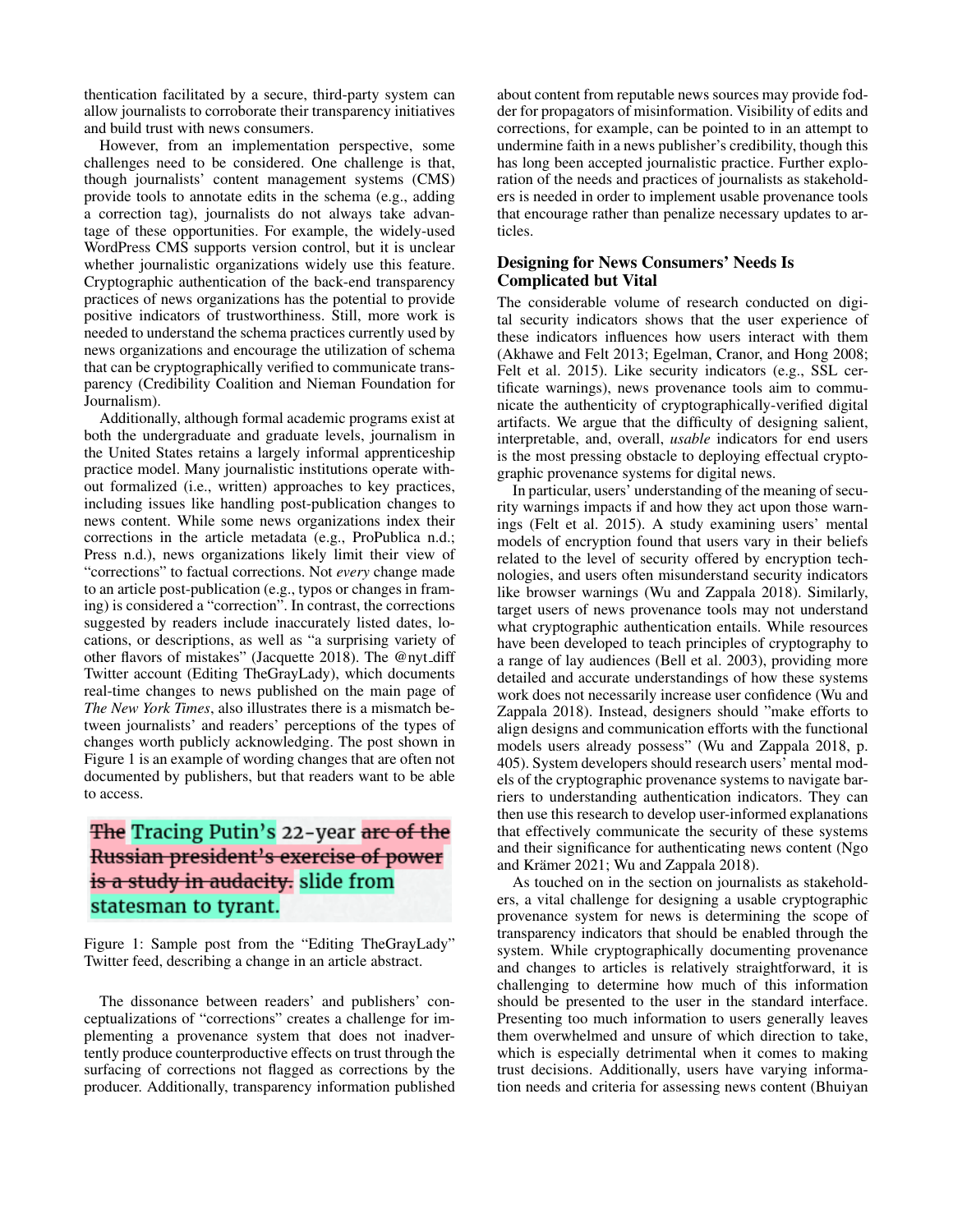thentication facilitated by a secure, third-party system can allow journalists to corroborate their transparency initiatives and build trust with news consumers.

However, from an implementation perspective, some challenges need to be considered. One challenge is that, though journalists' content management systems (CMS) provide tools to annotate edits in the schema (e.g., adding a correction tag), journalists do not always take advantage of these opportunities. For example, the widely-used WordPress CMS supports version control, but it is unclear whether journalistic organizations widely use this feature. Cryptographic authentication of the back-end transparency practices of news organizations has the potential to provide positive indicators of trustworthiness. Still, more work is needed to understand the schema practices currently used by news organizations and encourage the utilization of schema that can be cryptographically verified to communicate transparency (Credibility Coalition and Nieman Foundation for Journalism).

Additionally, although formal academic programs exist at both the undergraduate and graduate levels, journalism in the United States retains a largely informal apprenticeship practice model. Many journalistic institutions operate without formalized (i.e., written) approaches to key practices, including issues like handling post-publication changes to news content. While some news organizations index their corrections in the article metadata (e.g., ProPublica n.d.; Press n.d.), news organizations likely limit their view of "corrections" to factual corrections. Not *every* change made to an article post-publication (e.g., typos or changes in framing) is considered a "correction". In contrast, the corrections suggested by readers include inaccurately listed dates, locations, or descriptions, as well as "a surprising variety of other flavors of mistakes" (Jacquette 2018). The @nyt_diff Twitter account (Editing TheGrayLady), which documents real-time changes to news published on the main page of *The New York Times*, also illustrates there is a mismatch between journalists' and readers' perceptions of the types of changes worth publicly acknowledging. The post shown in Figure 1 is an example of wording changes that are often not documented by publishers, but that readers want to be able to access.

~~The~~ Tracing Putin's 22-year ~~arc of the Russian president's exercise of power is a study in audacity.~~ slide from statesman to tyrant.

Figure 1: Sample post from the "Editing TheGrayLady" Twitter feed, describing a change in an article abstract.

The dissonance between readers' and publishers' conceptualizations of "corrections" creates a challenge for implementing a provenance system that does not inadvertently produce counterproductive effects on trust through the surfacing of corrections not flagged as corrections by the producer. Additionally, transparency information published about content from reputable news sources may provide fodder for propagators of misinformation. Visibility of edits and corrections, for example, can be pointed to in an attempt to undermine faith in a news publisher's credibility, though this has long been accepted journalistic practice. Further exploration of the needs and practices of journalists as stakeholders is needed in order to implement usable provenance tools that encourage rather than penalize necessary updates to articles.

## Designing for News Consumers' Needs Is Complicated but Vital

The considerable volume of research conducted on digital security indicators shows that the user experience of these indicators influences how users interact with them (Akhawe and Felt 2013; Egelman, Cranor, and Hong 2008; Felt et al. 2015). Like security indicators (e.g., SSL certificate warnings), news provenance tools aim to communicate the authenticity of cryptographically-verified digital artifacts. We argue that the difficulty of designing salient, interpretable, and, overall, *usable* indicators for end users is the most pressing obstacle to deploying effectual cryptographic provenance systems for digital news.

In particular, users' understanding of the meaning of security warnings impacts if and how they act upon those warnings (Felt et al. 2015). A study examining users' mental models of encryption found that users vary in their beliefs related to the level of security offered by encryption technologies, and users often misunderstand security indicators like browser warnings (Wu and Zappala 2018). Similarly, target users of news provenance tools may not understand what cryptographic authentication entails. While resources have been developed to teach principles of cryptography to a range of lay audiences (Bell et al. 2003), providing more detailed and accurate understandings of how these systems work does not necessarily increase user confidence (Wu and Zappala 2018). Instead, designers should "make efforts to align designs and communication efforts with the functional models users already possess" (Wu and Zappala 2018, p. 405). System developers should research users' mental models of the cryptographic provenance systems to navigate barriers to understanding authentication indicators. They can then use this research to develop user-informed explanations that effectively communicate the security of these systems and their significance for authenticating news content (Ngo and Krämer 2021; Wu and Zappala 2018).

As touched on in the section on journalists as stakeholders, a vital challenge for designing a usable cryptographic provenance system for news is determining the scope of transparency indicators that should be enabled through the system. While cryptographically documenting provenance and changes to articles is relatively straightforward, it is challenging to determine how much of this information should be presented to the user in the standard interface. Presenting too much information to users generally leaves them overwhelmed and unsure of which direction to take, which is especially detrimental when it comes to making trust decisions. Additionally, users have varying information needs and criteria for assessing news content (Bhuiyan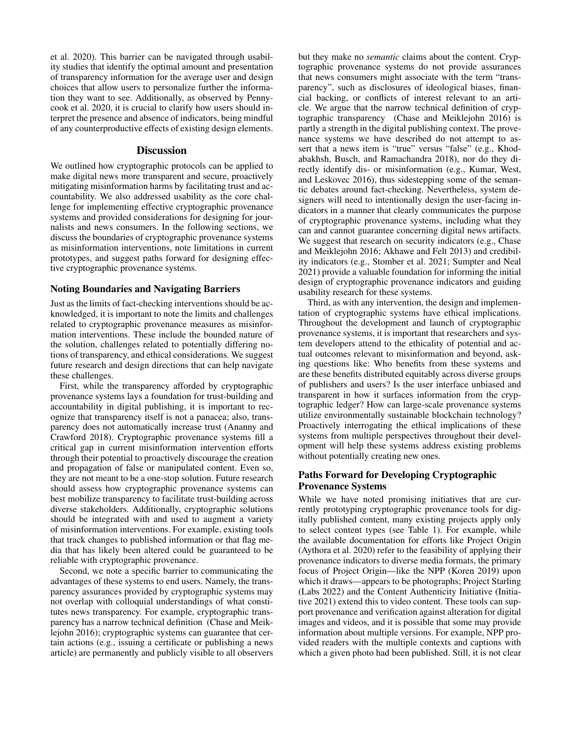et al. 2020). This barrier can be navigated through usability studies that identify the optimal amount and presentation of transparency information for the average user and design choices that allow users to personalize further the information they want to see. Additionally, as observed by Pennycook et al. 2020, it is crucial to clarify how users should interpret the presence and absence of indicators, being mindful of any counterproductive effects of existing design elements.

## Discussion

We outlined how cryptographic protocols can be applied to make digital news more transparent and secure, proactively mitigating misinformation harms by facilitating trust and accountability. We also addressed usability as the core challenge for implementing effective cryptographic provenance systems and provided considerations for designing for journalists and news consumers. In the following sections, we discuss the boundaries of cryptographic provenance systems as misinformation interventions, note limitations in current prototypes, and suggest paths forward for designing effective cryptographic provenance systems.

### Noting Boundaries and Navigating Barriers

Just as the limits of fact-checking interventions should be acknowledged, it is important to note the limits and challenges related to cryptographic provenance measures as misinformation interventions. These include the bounded nature of the solution, challenges related to potentially differing notions of transparency, and ethical considerations. We suggest future research and design directions that can help navigate these challenges.

First, while the transparency afforded by cryptographic provenance systems lays a foundation for trust-building and accountability in digital publishing, it is important to recognize that transparency itself is not a panacea; also, transparency does not automatically increase trust (Ananny and Crawford 2018). Cryptographic provenance systems fill a critical gap in current misinformation intervention efforts through their potential to proactively discourage the creation and propagation of false or manipulated content. Even so, they are not meant to be a one-stop solution. Future research should assess how cryptographic provenance systems can best mobilize transparency to facilitate trust-building across diverse stakeholders. Additionally, cryptographic solutions should be integrated with and used to augment a variety of misinformation interventions. For example, existing tools that track changes to published information or that flag media that has likely been altered could be guaranteed to be reliable with cryptographic provenance.

Second, we note a specific barrier to communicating the advantages of these systems to end users. Namely, the transparency assurances provided by cryptographic systems may not overlap with colloquial understandings of what constitutes news transparency. For example, cryptographic transparency has a narrow technical definition (Chase and Meiklejohn 2016); cryptographic systems can guarantee that certain actions (e.g., issuing a certificate or publishing a news article) are permanently and publicly visible to all observers but they make no *semantic* claims about the content. Cryptographic provenance systems do not provide assurances that news consumers might associate with the term "transparency", such as disclosures of ideological biases, financial backing, or conflicts of interest relevant to an article. We argue that the narrow technical definition of cryptographic transparency (Chase and Meiklejohn 2016) is partly a strength in the digital publishing context. The provenance systems we have described do not attempt to assert that a news item is "true" versus "false" (e.g., Khodabakhsh, Busch, and Ramachandra 2018), nor do they directly identify dis- or misinformation (e.g., Kumar, West, and Leskovec 2016), thus sidestepping some of the semantic debates around fact-checking. Nevertheless, system designers will need to intentionally design the user-facing indicators in a manner that clearly communicates the purpose of cryptographic provenance systems, including what they can and cannot guarantee concerning digital news artifacts. We suggest that research on security indicators (e.g., Chase and Meiklejohn 2016; Akhawe and Felt 2013) and credibility indicators (e.g., Stomber et al. 2021; Sumpter and Neal 2021) provide a valuable foundation for informing the initial design of cryptographic provenance indicators and guiding usability research for these systems.

Third, as with any intervention, the design and implementation of cryptographic systems have ethical implications. Throughout the development and launch of cryptographic provenance systems, it is important that researchers and system developers attend to the ethicality of potential and actual outcomes relevant to misinformation and beyond, asking questions like: Who benefits from these systems and are these benefits distributed equitably across diverse groups of publishers and users? Is the user interface unbiased and transparent in how it surfaces information from the cryptographic ledger? How can large-scale provenance systems utilize environmentally sustainable blockchain technology? Proactively interrogating the ethical implications of these systems from multiple perspectives throughout their development will help these systems address existing problems without potentially creating new ones.

### Paths Forward for Developing Cryptographic Provenance Systems

While we have noted promising initiatives that are currently prototyping cryptographic provenance tools for digitally published content, many existing projects apply only to select content types (see Table 1). For example, while the available documentation for efforts like Project Origin (Aythora et al. 2020) refer to the feasibility of applying their provenance indicators to diverse media formats, the primary focus of Project Origin—like the NPP (Koren 2019) upon which it draws—appears to be photographs; Project Starling (Labs 2022) and the Content Authenticity Initiative (Initiative 2021) extend this to video content. These tools can support provenance and verification against alteration for digital images and videos, and it is possible that some may provide information about multiple versions. For example, NPP provided readers with the multiple contexts and captions with which a given photo had been published. Still, it is not clear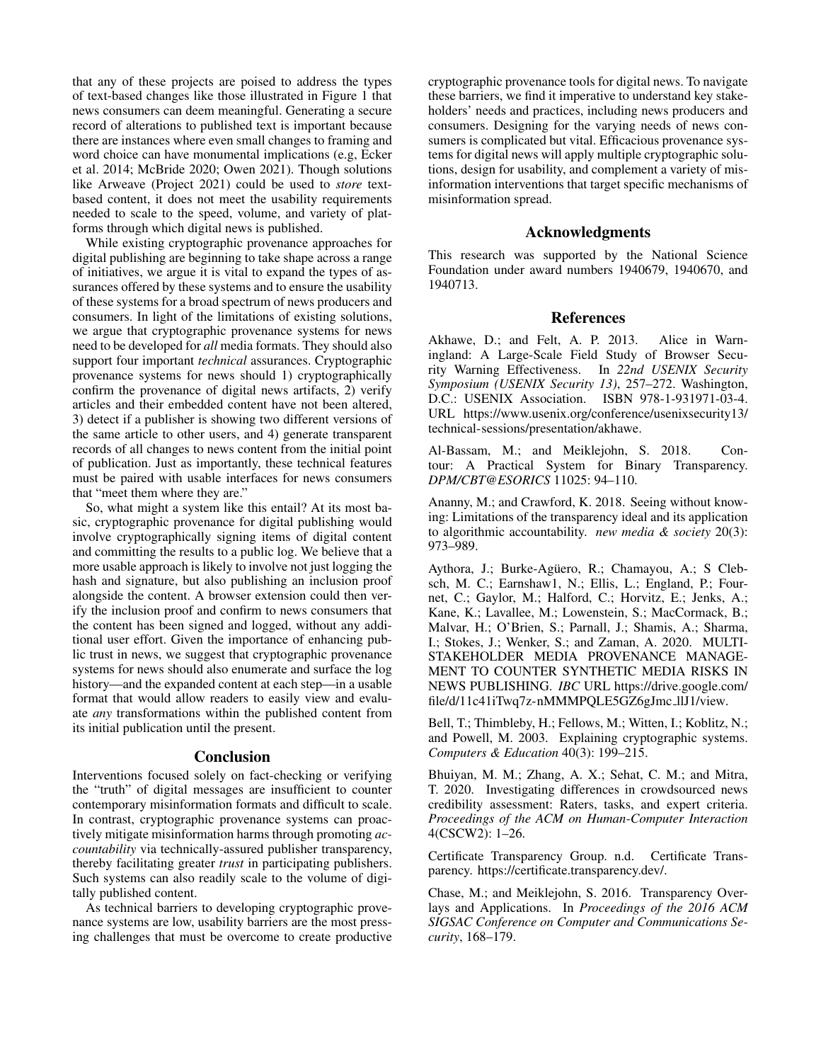that any of these projects are poised to address the types of text-based changes like those illustrated in Figure 1 that news consumers can deem meaningful. Generating a secure record of alterations to published text is important because there are instances where even small changes to framing and word choice can have monumental implications (e.g, Ecker et al. 2014; McBride 2020; Owen 2021). Though solutions like Arweave (Project 2021) could be used to *store* text-based content, it does not meet the usability requirements needed to scale to the speed, volume, and variety of platforms through which digital news is published.

While existing cryptographic provenance approaches for digital publishing are beginning to take shape across a range of initiatives, we argue it is vital to expand the types of assurances offered by these systems and to ensure the usability of these systems for a broad spectrum of news producers and consumers. In light of the limitations of existing solutions, we argue that cryptographic provenance systems for news need to be developed for *all* media formats. They should also support four important *technical* assurances. Cryptographic provenance systems for news should 1) cryptographically confirm the provenance of digital news artifacts, 2) verify articles and their embedded content have not been altered, 3) detect if a publisher is showing two different versions of the same article to other users, and 4) generate transparent records of all changes to news content from the initial point of publication. Just as importantly, these technical features must be paired with usable interfaces for news consumers that "meet them where they are."

So, what might a system like this entail? At its most basic, cryptographic provenance for digital publishing would involve cryptographically signing items of digital content and committing the results to a public log. We believe that a more usable approach is likely to involve not just logging the hash and signature, but also publishing an inclusion proof alongside the content. A browser extension could then verify the inclusion proof and confirm to news consumers that the content has been signed and logged, without any additional user effort. Given the importance of enhancing public trust in news, we suggest that cryptographic provenance systems for news should also enumerate and surface the log history—and the expanded content at each step—in a usable format that would allow readers to easily view and evaluate *any* transformations within the published content from its initial publication until the present.

## Conclusion

Interventions focused solely on fact-checking or verifying the "truth" of digital messages are insufficient to counter contemporary misinformation formats and difficult to scale. In contrast, cryptographic provenance systems can proactively mitigate misinformation harms through promoting *accountability* via technically-assured publisher transparency, thereby facilitating greater *trust* in participating publishers. Such systems can also readily scale to the volume of digitally published content.

As technical barriers to developing cryptographic provenance systems are low, usability barriers are the most pressing challenges that must be overcome to create productive cryptographic provenance tools for digital news. To navigate these barriers, we find it imperative to understand key stakeholders' needs and practices, including news producers and consumers. Designing for the varying needs of news consumers is complicated but vital. Efficacious provenance systems for digital news will apply multiple cryptographic solutions, design for usability, and complement a variety of misinformation interventions that target specific mechanisms of misinformation spread.

## Acknowledgments

This research was supported by the National Science Foundation under award numbers 1940679, 1940670, and 1940713.

## References

Akhawe, D.; and Felt, A. P. 2013. Alice in Warningland: A Large-Scale Field Study of Browser Security Warning Effectiveness. In *22nd USENIX Security Symposium (USENIX Security 13)*, 257–272. Washington, D.C.: USENIX Association. ISBN 978-1-931971-03-4. URL https://www.usenix.org/conference/usenixsecurity13/technical-sessions/presentation/akhawe.

Al-Bassam, M.; and Meiklejohn, S. 2018. Contour: A Practical System for Binary Transparency. *DPM/CBT@ESORICS* 11025: 94–110.

Ananny, M.; and Crawford, K. 2018. Seeing without knowing: Limitations of the transparency ideal and its application to algorithmic accountability. *new media & society* 20(3): 973–989.

Aythora, J.; Burke-Agüero, R.; Chamayou, A.; S Clebsch, M. C.; Earnshaw1, N.; Ellis, L.; England, P.; Fournet, C.; Gaylor, M.; Halford, C.; Horvitz, E.; Jenks, A.; Kane, K.; Lavallee, M.; Lowenstein, S.; MacCormack, B.; Malvar, H.; O'Brien, S.; Parnall, J.; Shamis, A.; Sharma, I.; Stokes, J.; Wenker, S.; and Zaman, A. 2020. MULTI-STAKEHOLDER MEDIA PROVENANCE MANAGEMENT TO COUNTER SYNTHETIC MEDIA RISKS IN NEWS PUBLISHING. *IBC* URL https://drive.google.com/file/d/11c41iTwq7z-nMMMPQLE5GZ6gJmc_llJ1/view.

Bell, T.; Thimbleby, H.; Fellows, M.; Witten, I.; Koblitz, N.; and Powell, M. 2003. Explaining cryptographic systems. *Computers & Education* 40(3): 199–215.

Bhuiyan, M. M.; Zhang, A. X.; Sehat, C. M.; and Mitra, T. 2020. Investigating differences in crowdsourced news credibility assessment: Raters, tasks, and expert criteria. *Proceedings of the ACM on Human-Computer Interaction* 4(CSCW2): 1–26.

Certificate Transparency Group. n.d. Certificate Transparency. https://certificate.transparency.dev/.

Chase, M.; and Meiklejohn, S. 2016. Transparency Overlays and Applications. In *Proceedings of the 2016 ACM SIGSAC Conference on Computer and Communications Security*, 168–179.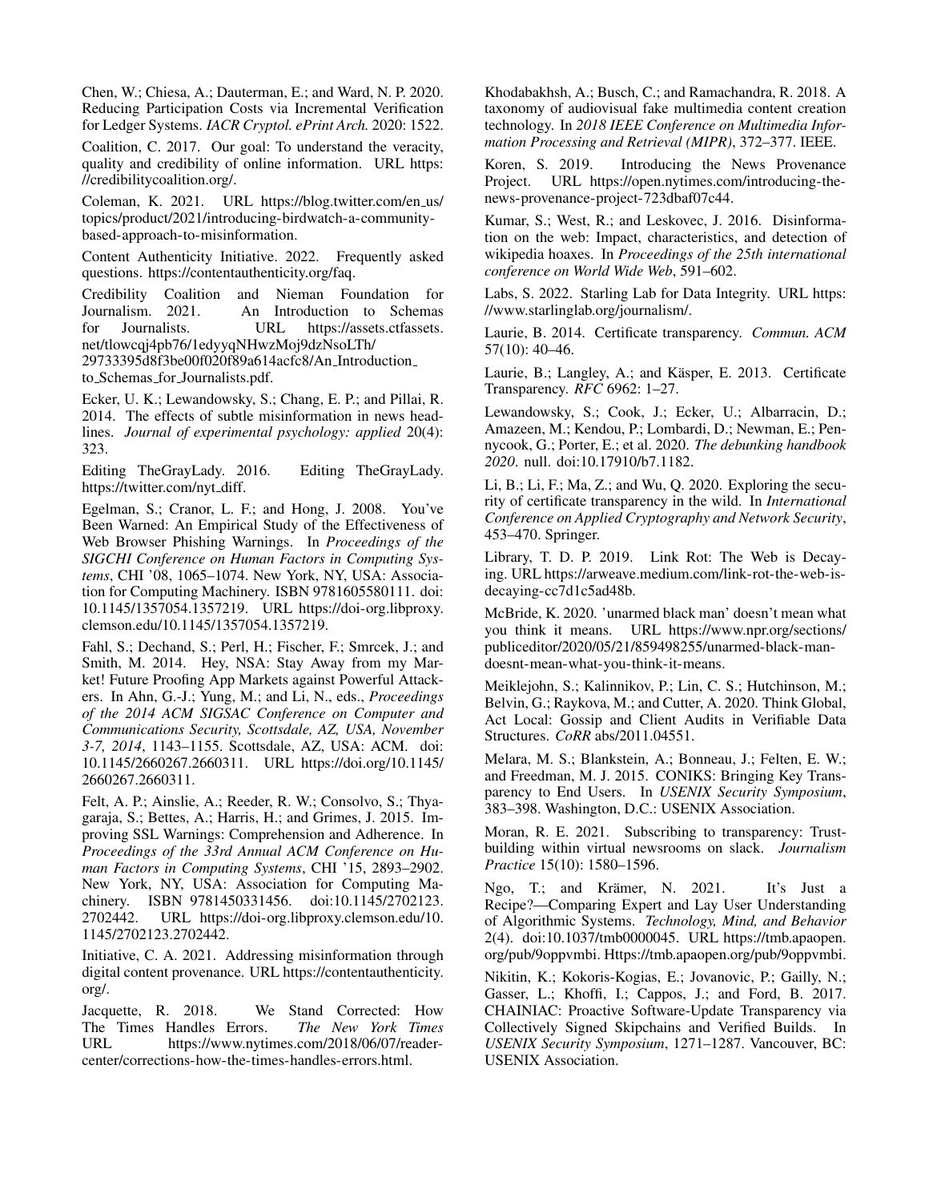Chen, W.; Chiesa, A.; Dauterman, E.; and Ward, N. P. 2020. Reducing Participation Costs via Incremental Verification for Ledger Systems. *IACR Cryptol. ePrint Arch.* 2020: 1522.

Coalition, C. 2017. Our goal: To understand the veracity, quality and credibility of online information. URL https://credibilitycoalition.org/.

Coleman, K. 2021. URL https://blog.twitter.com/en_us/topics/product/2021/introducing-birdwatch-a-community-based-approach-to-misinformation.

Content Authenticity Initiative. 2022. Frequently asked questions. https://contentauthenticity.org/faq.

Credibility Coalition and Nieman Foundation for Journalism. 2021. An Introduction to Schemas for Journalists. URL https://assets.ctfassets.net/tlowcqj4pb76/1edyyqNHwzMoj9dzNsoLTh/29733395d8f3be00f020f89a614acfc8/An_Introduction_to_Schemas_for_Journalists.pdf.

Ecker, U. K.; Lewandowsky, S.; Chang, E. P.; and Pillai, R. 2014. The effects of subtle misinformation in news headlines. *Journal of experimental psychology: applied* 20(4): 323.

Editing TheGrayLady. 2016. Editing TheGrayLady. https://twitter.com/nyt_diff.

Egelman, S.; Cranor, L. F.; and Hong, J. 2008. You've Been Warned: An Empirical Study of the Effectiveness of Web Browser Phishing Warnings. In *Proceedings of the SIGCHI Conference on Human Factors in Computing Systems*, CHI '08, 1065–1074. New York, NY, USA: Association for Computing Machinery. ISBN 9781605580111. doi:10.1145/1357054.1357219. URL https://doi-org.libproxy.clemson.edu/10.1145/1357054.1357219.

Fahl, S.; Dechand, S.; Perl, H.; Fischer, F.; Smrcek, J.; and Smith, M. 2014. Hey, NSA: Stay Away from my Market! Future Proofing App Markets against Powerful Attackers. In Ahn, G.-J.; Yung, M.; and Li, N., eds., *Proceedings of the 2014 ACM SIGSAC Conference on Computer and Communications Security, Scottsdale, AZ, USA, November 3-7, 2014*, 1143–1155. Scottsdale, AZ, USA: ACM. doi:10.1145/2660267.2660311. URL https://doi.org/10.1145/2660267.2660311.

Felt, A. P.; Ainslie, A.; Reeder, R. W.; Consolvo, S.; Thyagaraja, S.; Bettes, A.; Harris, H.; and Grimes, J. 2015. Improving SSL Warnings: Comprehension and Adherence. In *Proceedings of the 33rd Annual ACM Conference on Human Factors in Computing Systems*, CHI '15, 2893–2902. New York, NY, USA: Association for Computing Machinery. ISBN 9781450331456. doi:10.1145/2702123.2702442. URL https://doi-org.libproxy.clemson.edu/10.1145/2702123.2702442.

Initiative, C. A. 2021. Addressing misinformation through digital content provenance. URL https://contentauthenticity.org/.

Jacquette, R. 2018. We Stand Corrected: How The Times Handles Errors. *The New York Times* URL https://www.nytimes.com/2018/06/07/reader-center/corrections-how-the-times-handles-errors.html.

Khodabakhsh, A.; Busch, C.; and Ramachandra, R. 2018. A taxonomy of audiovisual fake multimedia content creation technology. In *2018 IEEE Conference on Multimedia Information Processing and Retrieval (MIPR)*, 372–377. IEEE.

Koren, S. 2019. Introducing the News Provenance Project. URL https://open.nytimes.com/introducing-the-news-provenance-project-723dbaf07c44.

Kumar, S.; West, R.; and Leskovec, J. 2016. Disinformation on the web: Impact, characteristics, and detection of wikipedia hoaxes. In *Proceedings of the 25th international conference on World Wide Web*, 591–602.

Labs, S. 2022. Starling Lab for Data Integrity. URL https://www.starlinglab.org/journalism/.

Laurie, B. 2014. Certificate transparency. *Commun. ACM* 57(10): 40–46.

Laurie, B.; Langley, A.; and Käsper, E. 2013. Certificate Transparency. *RFC* 6962: 1–27.

Lewandowsky, S.; Cook, J.; Ecker, U.; Albarracin, D.; Amazeen, M.; Kendou, P.; Lombardi, D.; Newman, E.; Pennycook, G.; Porter, E.; et al. 2020. *The debunking handbook 2020*. null. doi:10.17910/b7.1182.

Li, B.; Li, F.; Ma, Z.; and Wu, Q. 2020. Exploring the security of certificate transparency in the wild. In *International Conference on Applied Cryptography and Network Security*, 453–470. Springer.

Library, T. D. P. 2019. Link Rot: The Web is Decaying. URL https://arweave.medium.com/link-rot-the-web-is-decaying-cc7d1c5ad48b.

McBride, K. 2020. 'unarmed black man' doesn't mean what you think it means. URL https://www.npr.org/sections/publiceditor/2020/05/21/859498255/unarmed-black-man-doesnt-mean-what-you-think-it-means.

Meiklejohn, S.; Kalinnikov, P.; Lin, C. S.; Hutchinson, M.; Belvin, G.; Raykova, M.; and Cutter, A. 2020. Think Global, Act Local: Gossip and Client Audits in Verifiable Data Structures. *CoRR* abs/2011.04551.

Melara, M. S.; Blankstein, A.; Bonneau, J.; Felten, E. W.; and Freedman, M. J. 2015. CONIKS: Bringing Key Transparency to End Users. In *USENIX Security Symposium*, 383–398. Washington, D.C.: USENIX Association.

Moran, R. E. 2021. Subscribing to transparency: Trust-building within virtual newsrooms on slack. *Journalism Practice* 15(10): 1580–1596.

Ngo, T.; and Krämer, N. 2021. It's Just a Recipe?—Comparing Expert and Lay User Understanding of Algorithmic Systems. *Technology, Mind, and Behavior* 2(4). doi:10.1037/tmb0000045. URL https://tmb.apaopen.org/pub/9oppvmbi. Https://tmb.apaopen.org/pub/9oppvmbi.

Nikitin, K.; Kokoris-Kogias, E.; Jovanovic, P.; Gailly, N.; Gasser, L.; Khoffi, I.; Cappos, J.; and Ford, B. 2017. CHAINIAC: Proactive Software-Update Transparency via Collectively Signed Skipchains and Verified Builds. In *USENIX Security Symposium*, 1271–1287. Vancouver, BC: USENIX Association.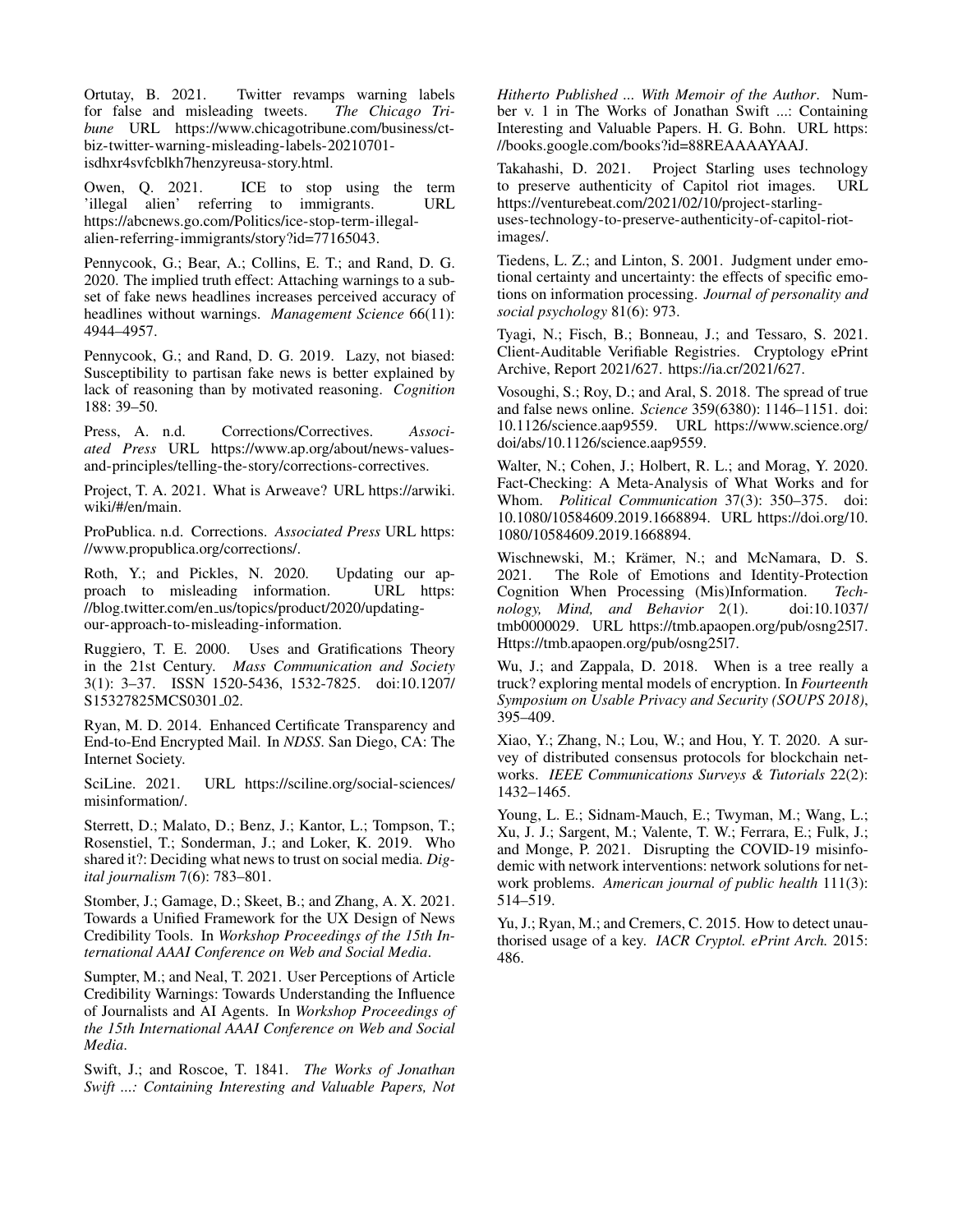Ortutay, B. 2021. Twitter revamps warning labels for false and misleading tweets. *The Chicago Tribune* URL https://www.chicagotribune.com/business/ct-biz-twitter-warning-misleading-labels-20210701-isdhxr4svfcblkh7henzyreusa-story.html.

Owen, Q. 2021. ICE to stop using the term 'illegal alien' referring to immigrants. URL https://abcnews.go.com/Politics/ice-stop-term-illegal-alien-referring-immigrants/story?id=77165043.

Pennycook, G.; Bear, A.; Collins, E. T.; and Rand, D. G. 2020. The implied truth effect: Attaching warnings to a subset of fake news headlines increases perceived accuracy of headlines without warnings. *Management Science* 66(11): 4944–4957.

Pennycook, G.; and Rand, D. G. 2019. Lazy, not biased: Susceptibility to partisan fake news is better explained by lack of reasoning than by motivated reasoning. *Cognition* 188: 39–50.

Press, A. n.d. Corrections/Correctives. *Associated Press* URL https://www.ap.org/about/news-values-and-principles/telling-the-story/corrections-correctives.

Project, T. A. 2021. What is Arweave? URL https://arwiki.wiki/#/en/main.

ProPublica. n.d. Corrections. *Associated Press* URL https://www.propublica.org/corrections/.

Roth, Y.; and Pickles, N. 2020. Updating our approach to misleading information. URL https://blog.twitter.com/en_us/topics/product/2020/updating-our-approach-to-misleading-information.

Ruggiero, T. E. 2000. Uses and Gratifications Theory in the 21st Century. *Mass Communication and Society* 3(1): 3–37. ISSN 1520-5436, 1532-7825. doi:10.1207/S15327825MCS0301_02.

Ryan, M. D. 2014. Enhanced Certificate Transparency and End-to-End Encrypted Mail. In *NDSS*. San Diego, CA: The Internet Society.

SciLine. 2021. URL https://sciline.org/social-sciences/misinformation/.

Sterrett, D.; Malato, D.; Benz, J.; Kantor, L.; Tompson, T.; Rosenstiel, T.; Sonderman, J.; and Loker, K. 2019. Who shared it?: Deciding what news to trust on social media. *Digital journalism* 7(6): 783–801.

Stomber, J.; Gamage, D.; Skeet, B.; and Zhang, A. X. 2021. Towards a Unified Framework for the UX Design of News Credibility Tools. In *Workshop Proceedings of the 15th International AAAI Conference on Web and Social Media*.

Sumpter, M.; and Neal, T. 2021. User Perceptions of Article Credibility Warnings: Towards Understanding the Influence of Journalists and AI Agents. In *Workshop Proceedings of the 15th International AAAI Conference on Web and Social Media*.

Swift, J.; and Roscoe, T. 1841. *The Works of Jonathan Swift ...: Containing Interesting and Valuable Papers, Not Hitherto Published ... With Memoir of the Author*. Number v. 1 in The Works of Jonathan Swift ...: Containing Interesting and Valuable Papers. H. G. Bohn. URL https://books.google.com/books?id=88REAAAAYAAJ.

Takahashi, D. 2021. Project Starling uses technology to preserve authenticity of Capitol riot images. URL https://venturebeat.com/2021/02/10/project-starling-uses-technology-to-preserve-authenticity-of-capitol-riot-images/.

Tiedens, L. Z.; and Linton, S. 2001. Judgment under emotional certainty and uncertainty: the effects of specific emotions on information processing. *Journal of personality and social psychology* 81(6): 973.

Tyagi, N.; Fisch, B.; Bonneau, J.; and Tessaro, S. 2021. Client-Auditable Verifiable Registries. Cryptology ePrint Archive, Report 2021/627. https://ia.cr/2021/627.

Vosoughi, S.; Roy, D.; and Aral, S. 2018. The spread of true and false news online. *Science* 359(6380): 1146–1151. doi:10.1126/science.aap9559. URL https://www.science.org/doi/abs/10.1126/science.aap9559.

Walter, N.; Cohen, J.; Holbert, R. L.; and Morag, Y. 2020. Fact-Checking: A Meta-Analysis of What Works and for Whom. *Political Communication* 37(3): 350–375. doi:10.1080/10584609.2019.1668894. URL https://doi.org/10.1080/10584609.2019.1668894.

Wischnewski, M.; Krämer, N.; and McNamara, D. S. 2021. The Role of Emotions and Identity-Protection Cognition When Processing (Mis)Information. *Technology, Mind, and Behavior* 2(1). doi:10.1037/tmb0000029. URL https://tmb.apaopen.org/pub/osng25l7. Https://tmb.apaopen.org/pub/osng25l7.

Wu, J.; and Zappala, D. 2018. When is a tree really a truck? exploring mental models of encryption. In *Fourteenth Symposium on Usable Privacy and Security (SOUPS 2018)*, 395–409.

Xiao, Y.; Zhang, N.; Lou, W.; and Hou, Y. T. 2020. A survey of distributed consensus protocols for blockchain networks. *IEEE Communications Surveys & Tutorials* 22(2): 1432–1465.

Young, L. E.; Sidnam-Mauch, E.; Twyman, M.; Wang, L.; Xu, J. J.; Sargent, M.; Valente, T. W.; Ferrara, E.; Fulk, J.; and Monge, P. 2021. Disrupting the COVID-19 misinfodemic with network interventions: network solutions for network problems. *American journal of public health* 111(3): 514–519.

Yu, J.; Ryan, M.; and Cremers, C. 2015. How to detect unauthorised usage of a key. *IACR Cryptol. ePrint Arch.* 2015: 486.